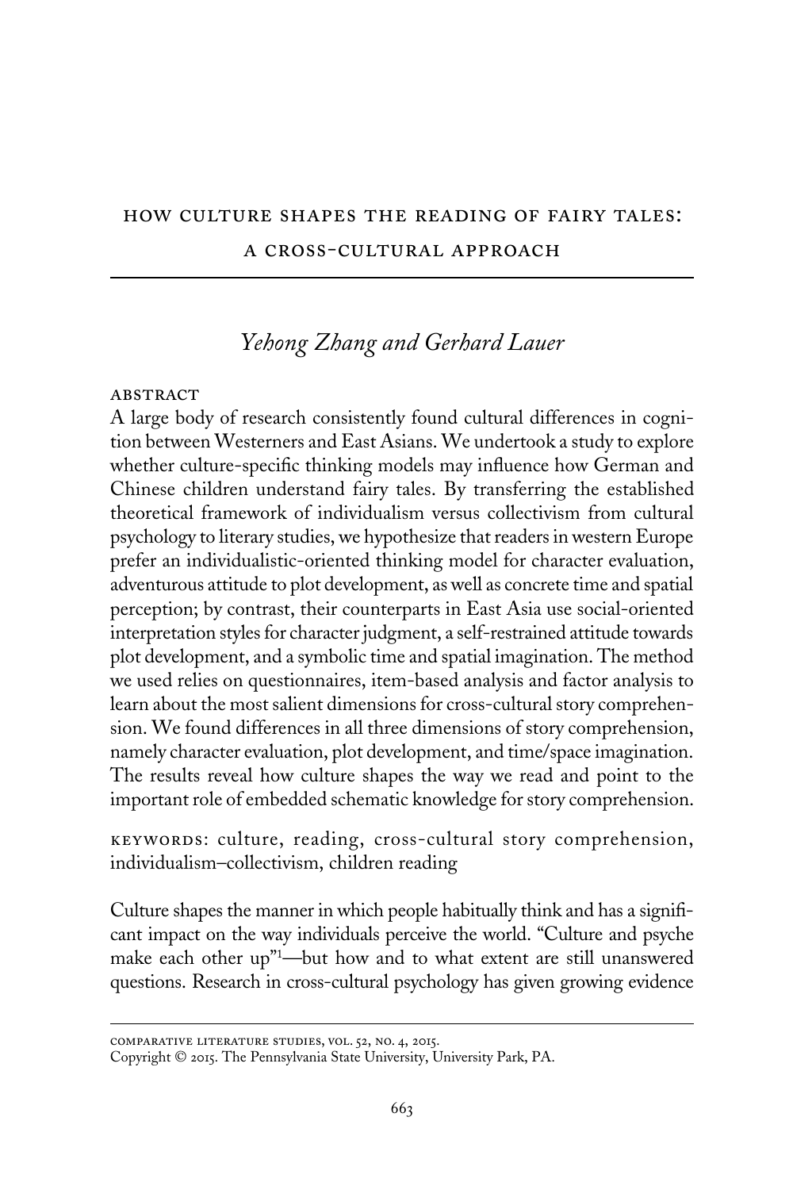# How Culture Shapes the Reading of Fairy Tales: A Cross-Cultural Approach

*Yehong Zhang and Gerhard Lauer*

## Abstract

A large body of research consistently found cultural differences in cognition between Westerners and East Asians. We undertook a study to explore whether culture-specific thinking models may influence how German and Chinese children understand fairy tales. By transferring the established theoretical framework of individualism versus collectivism from cultural psychology to literary studies, we hypothesize that readers in western Europe prefer an individualistic-oriented thinking model for character evaluation, adventurous attitude to plot development, as well as concrete time and spatial perception; by contrast, their counterparts in East Asia use social-oriented interpretation styles for character judgment, a self-restrained attitude towards plot development, and a symbolic time and spatial imagination. The method we used relies on questionnaires, item-based analysis and factor analysis to learn about the most salient dimensions for cross-cultural story comprehension. We found differences in all three dimensions of story comprehension, namely character evaluation, plot development, and time/space imagination. The results reveal how culture shapes the way we read and point to the important role of embedded schematic knowledge for story comprehension.

KEYWORDS: culture, reading, cross-cultural story comprehension, individualism–collectivism, children reading

Culture shapes the manner in which people habitually think and has a significant impact on the way individuals perceive the world. "Culture and psyche make each other up"[1]—but how and to what extent are still unanswered questions. Research in cross-cultural psychology has given growing evidence

---

COMPARATIVE LITERATURE STUDIES, VOL. 52, NO. 4, 2015.
Copyright © 2015. The Pennsylvania State University, University Park, PA.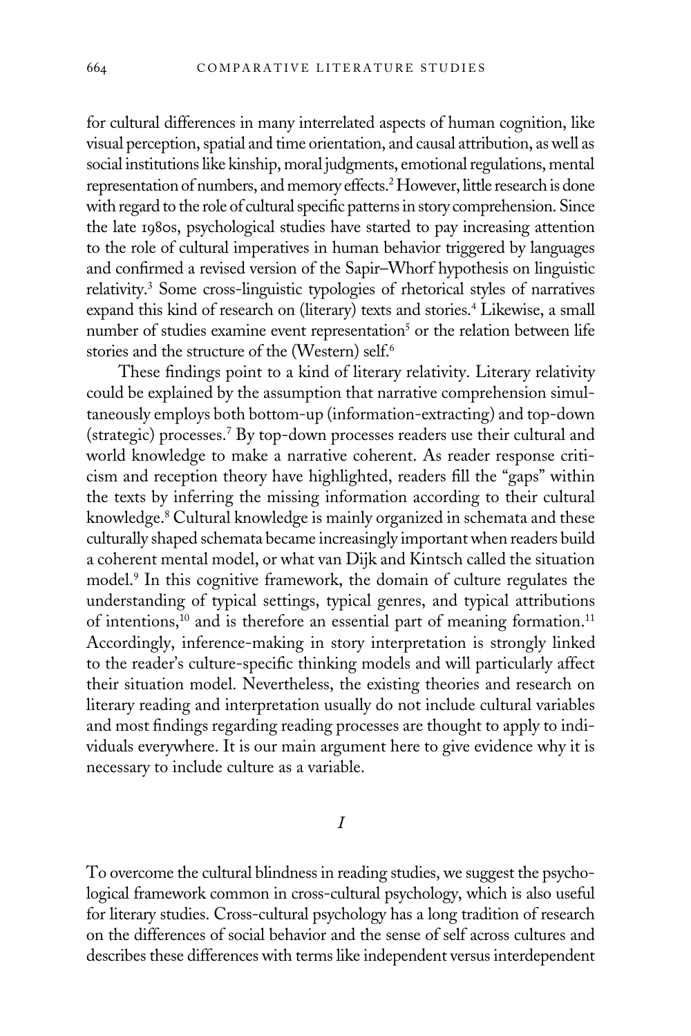for cultural differences in many interrelated aspects of human cognition, like visual perception, spatial and time orientation, and causal attribution, as well as social institutions like kinship, moral judgments, emotional regulations, mental representation of numbers, and memory effects.[2] However, little research is done with regard to the role of cultural specific patterns in story comprehension. Since the late 1980s, psychological studies have started to pay increasing attention to the role of cultural imperatives in human behavior triggered by languages and confirmed a revised version of the Sapir–Whorf hypothesis on linguistic relativity.[3] Some cross-linguistic typologies of rhetorical styles of narratives expand this kind of research on (literary) texts and stories.[4] Likewise, a small number of studies examine event representation[5] or the relation between life stories and the structure of the (Western) self.[6]

These findings point to a kind of literary relativity. Literary relativity could be explained by the assumption that narrative comprehension simultaneously employs both bottom-up (information-extracting) and top-down (strategic) processes.[7] By top-down processes readers use their cultural and world knowledge to make a narrative coherent. As reader response criticism and reception theory have highlighted, readers fill the "gaps" within the texts by inferring the missing information according to their cultural knowledge.[8] Cultural knowledge is mainly organized in schemata and these culturally shaped schemata became increasingly important when readers build a coherent mental model, or what van Dijk and Kintsch called the situation model.[9] In this cognitive framework, the domain of culture regulates the understanding of typical settings, typical genres, and typical attributions of intentions,[10] and is therefore an essential part of meaning formation.[11] Accordingly, inference-making in story interpretation is strongly linked to the reader's culture-specific thinking models and will particularly affect their situation model. Nevertheless, the existing theories and research on literary reading and interpretation usually do not include cultural variables and most findings regarding reading processes are thought to apply to individuals everywhere. It is our main argument here to give evidence why it is necessary to include culture as a variable.

## *I*

To overcome the cultural blindness in reading studies, we suggest the psychological framework common in cross-cultural psychology, which is also useful for literary studies. Cross-cultural psychology has a long tradition of research on the differences of social behavior and the sense of self across cultures and describes these differences with terms like independent versus interdependent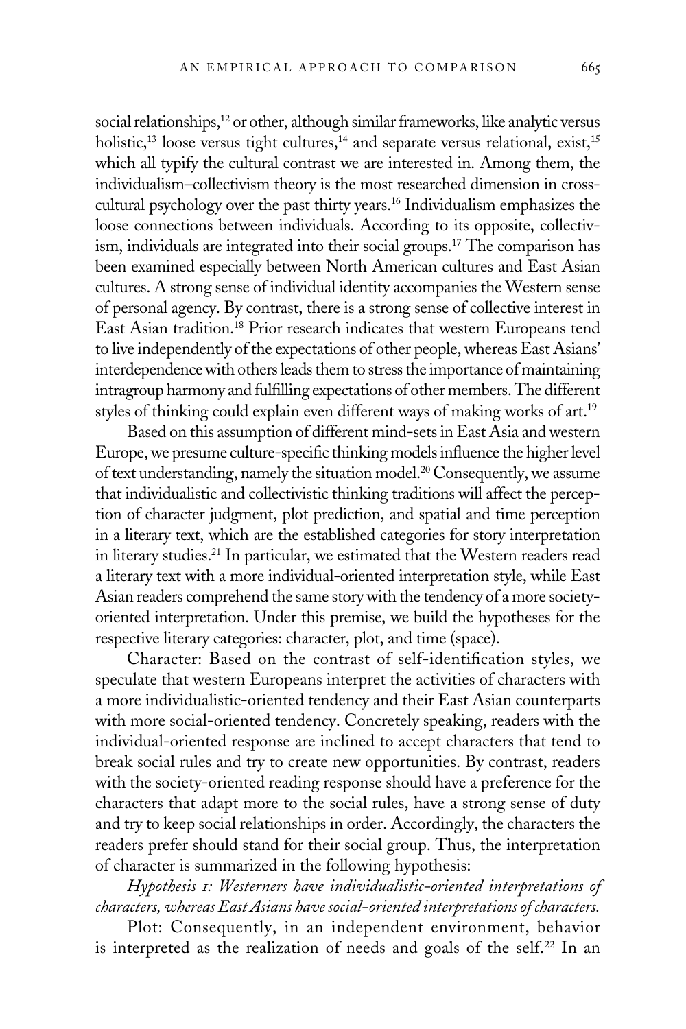social relationships,[12] or other, although similar frameworks, like analytic versus holistic,[13] loose versus tight cultures,[14] and separate versus relational, exist,[15] which all typify the cultural contrast we are interested in. Among them, the individualism–collectivism theory is the most researched dimension in cross-cultural psychology over the past thirty years.[16] Individualism emphasizes the loose connections between individuals. According to its opposite, collectivism, individuals are integrated into their social groups.[17] The comparison has been examined especially between North American cultures and East Asian cultures. A strong sense of individual identity accompanies the Western sense of personal agency. By contrast, there is a strong sense of collective interest in East Asian tradition.[18] Prior research indicates that western Europeans tend to live independently of the expectations of other people, whereas East Asians' interdependence with others leads them to stress the importance of maintaining intragroup harmony and fulfilling expectations of other members. The different styles of thinking could explain even different ways of making works of art.[19]

Based on this assumption of different mind-sets in East Asia and western Europe, we presume culture-specific thinking models influence the higher level of text understanding, namely the situation model.[20] Consequently, we assume that individualistic and collectivistic thinking traditions will affect the perception of character judgment, plot prediction, and spatial and time perception in a literary text, which are the established categories for story interpretation in literary studies.[21] In particular, we estimated that the Western readers read a literary text with a more individual-oriented interpretation style, while East Asian readers comprehend the same story with the tendency of a more society-oriented interpretation. Under this premise, we build the hypotheses for the respective literary categories: character, plot, and time (space).

Character: Based on the contrast of self-identification styles, we speculate that western Europeans interpret the activities of characters with a more individualistic-oriented tendency and their East Asian counterparts with more social-oriented tendency. Concretely speaking, readers with the individual-oriented response are inclined to accept characters that tend to break social rules and try to create new opportunities. By contrast, readers with the society-oriented reading response should have a preference for the characters that adapt more to the social rules, have a strong sense of duty and try to keep social relationships in order. Accordingly, the characters the readers prefer should stand for their social group. Thus, the interpretation of character is summarized in the following hypothesis:

*Hypothesis 1: Westerners have individualistic-oriented interpretations of characters, whereas East Asians have social-oriented interpretations of characters.*

Plot: Consequently, in an independent environment, behavior is interpreted as the realization of needs and goals of the self.[22] In an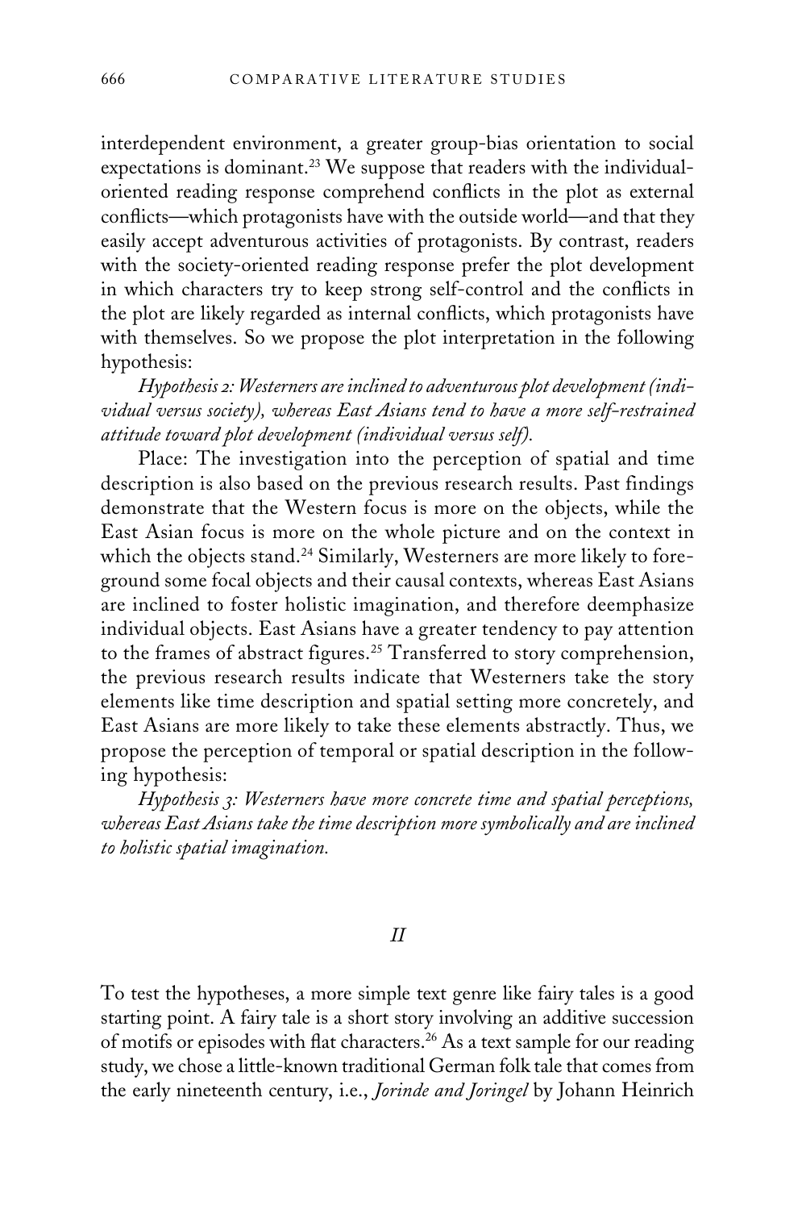interdependent environment, a greater group-bias orientation to social expectations is dominant.[23] We suppose that readers with the individual-oriented reading response comprehend conflicts in the plot as external conflicts—which protagonists have with the outside world—and that they easily accept adventurous activities of protagonists. By contrast, readers with the society-oriented reading response prefer the plot development in which characters try to keep strong self-control and the conflicts in the plot are likely regarded as internal conflicts, which protagonists have with themselves. So we propose the plot interpretation in the following hypothesis:

*Hypothesis 2: Westerners are inclined to adventurous plot development (individual versus society), whereas East Asians tend to have a more self-restrained attitude toward plot development (individual versus self).*

Place: The investigation into the perception of spatial and time description is also based on the previous research results. Past findings demonstrate that the Western focus is more on the objects, while the East Asian focus is more on the whole picture and on the context in which the objects stand.[24] Similarly, Westerners are more likely to foreground some focal objects and their causal contexts, whereas East Asians are inclined to foster holistic imagination, and therefore deemphasize individual objects. East Asians have a greater tendency to pay attention to the frames of abstract figures.[25] Transferred to story comprehension, the previous research results indicate that Westerners take the story elements like time description and spatial setting more concretely, and East Asians are more likely to take these elements abstractly. Thus, we propose the perception of temporal or spatial description in the following hypothesis:

*Hypothesis 3: Westerners have more concrete time and spatial perceptions, whereas East Asians take the time description more symbolically and are inclined to holistic spatial imagination.*

## II

To test the hypotheses, a more simple text genre like fairy tales is a good starting point. A fairy tale is a short story involving an additive succession of motifs or episodes with flat characters.[26] As a text sample for our reading study, we chose a little-known traditional German folk tale that comes from the early nineteenth century, i.e., *Jorinde and Joringel* by Johann Heinrich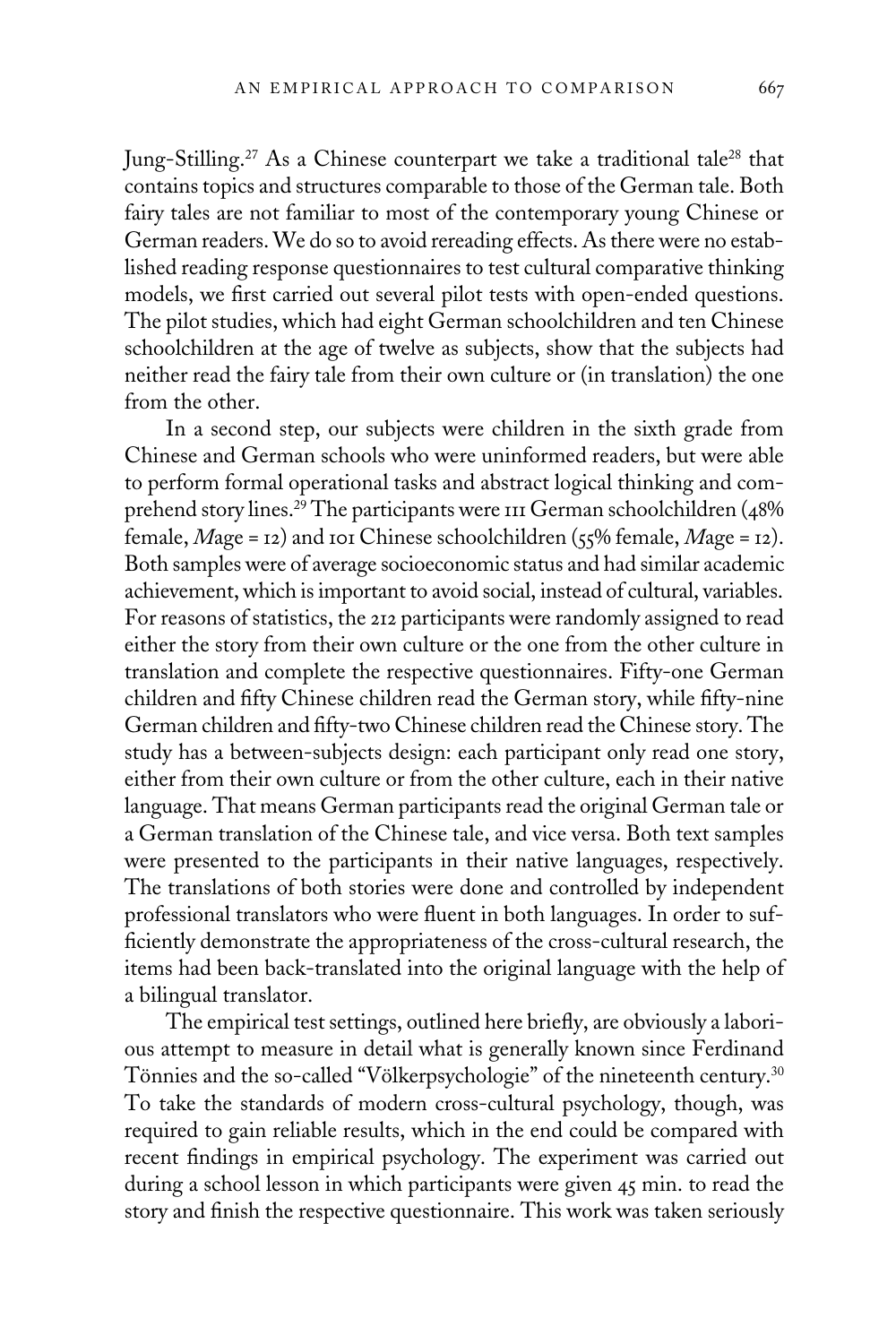Jung-Stilling.[27] As a Chinese counterpart we take a traditional tale[28] that contains topics and structures comparable to those of the German tale. Both fairy tales are not familiar to most of the contemporary young Chinese or German readers. We do so to avoid rereading effects. As there were no established reading response questionnaires to test cultural comparative thinking models, we first carried out several pilot tests with open-ended questions. The pilot studies, which had eight German schoolchildren and ten Chinese schoolchildren at the age of twelve as subjects, show that the subjects had neither read the fairy tale from their own culture or (in translation) the one from the other.

In a second step, our subjects were children in the sixth grade from Chinese and German schools who were uninformed readers, but were able to perform formal operational tasks and abstract logical thinking and comprehend story lines.[29] The participants were 111 German schoolchildren (48% female, *M*age = 12) and 101 Chinese schoolchildren (55% female, *M*age = 12). Both samples were of average socioeconomic status and had similar academic achievement, which is important to avoid social, instead of cultural, variables. For reasons of statistics, the 212 participants were randomly assigned to read either the story from their own culture or the one from the other culture in translation and complete the respective questionnaires. Fifty-one German children and fifty Chinese children read the German story, while fifty-nine German children and fifty-two Chinese children read the Chinese story. The study has a between-subjects design: each participant only read one story, either from their own culture or from the other culture, each in their native language. That means German participants read the original German tale or a German translation of the Chinese tale, and vice versa. Both text samples were presented to the participants in their native languages, respectively. The translations of both stories were done and controlled by independent professional translators who were fluent in both languages. In order to sufficiently demonstrate the appropriateness of the cross-cultural research, the items had been back-translated into the original language with the help of a bilingual translator.

The empirical test settings, outlined here briefly, are obviously a laborious attempt to measure in detail what is generally known since Ferdinand Tönnies and the so-called "Völkerpsychologie" of the nineteenth century.[30] To take the standards of modern cross-cultural psychology, though, was required to gain reliable results, which in the end could be compared with recent findings in empirical psychology. The experiment was carried out during a school lesson in which participants were given 45 min. to read the story and finish the respective questionnaire. This work was taken seriously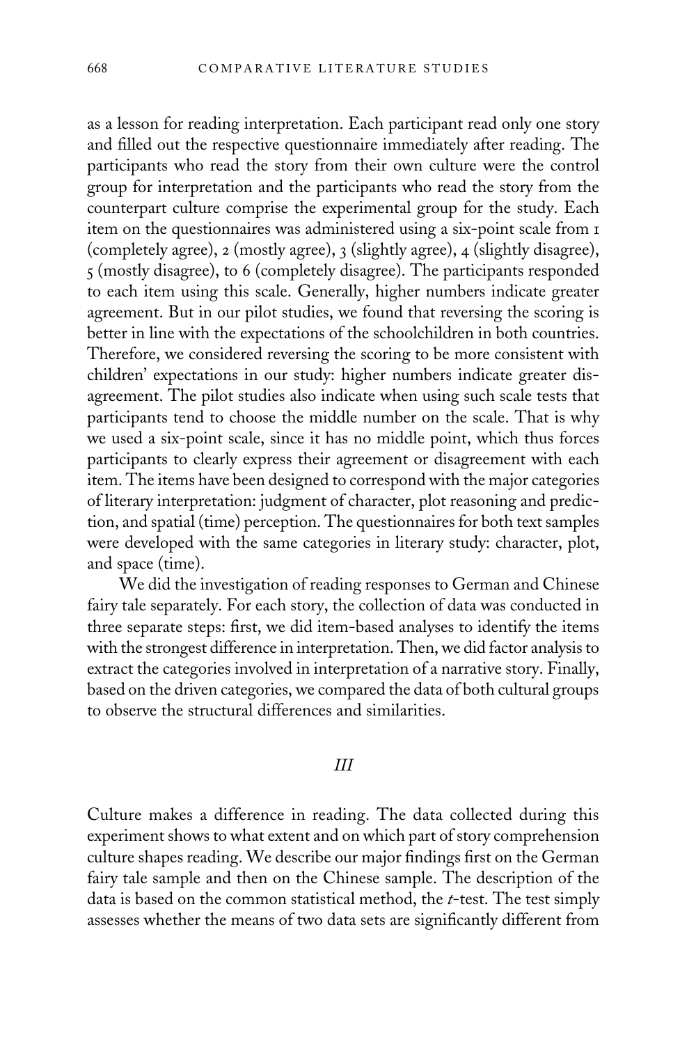as a lesson for reading interpretation. Each participant read only one story and filled out the respective questionnaire immediately after reading. The participants who read the story from their own culture were the control group for interpretation and the participants who read the story from the counterpart culture comprise the experimental group for the study. Each item on the questionnaires was administered using a six-point scale from 1 (completely agree), 2 (mostly agree), 3 (slightly agree), 4 (slightly disagree), 5 (mostly disagree), to 6 (completely disagree). The participants responded to each item using this scale. Generally, higher numbers indicate greater agreement. But in our pilot studies, we found that reversing the scoring is better in line with the expectations of the schoolchildren in both countries. Therefore, we considered reversing the scoring to be more consistent with children' expectations in our study: higher numbers indicate greater disagreement. The pilot studies also indicate when using such scale tests that participants tend to choose the middle number on the scale. That is why we used a six-point scale, since it has no middle point, which thus forces participants to clearly express their agreement or disagreement with each item. The items have been designed to correspond with the major categories of literary interpretation: judgment of character, plot reasoning and prediction, and spatial (time) perception. The questionnaires for both text samples were developed with the same categories in literary study: character, plot, and space (time).

We did the investigation of reading responses to German and Chinese fairy tale separately. For each story, the collection of data was conducted in three separate steps: first, we did item-based analyses to identify the items with the strongest difference in interpretation. Then, we did factor analysis to extract the categories involved in interpretation of a narrative story. Finally, based on the driven categories, we compared the data of both cultural groups to observe the structural differences and similarities.

## *III*

Culture makes a difference in reading. The data collected during this experiment shows to what extent and on which part of story comprehension culture shapes reading. We describe our major findings first on the German fairy tale sample and then on the Chinese sample. The description of the data is based on the common statistical method, the *t*-test. The test simply assesses whether the means of two data sets are significantly different from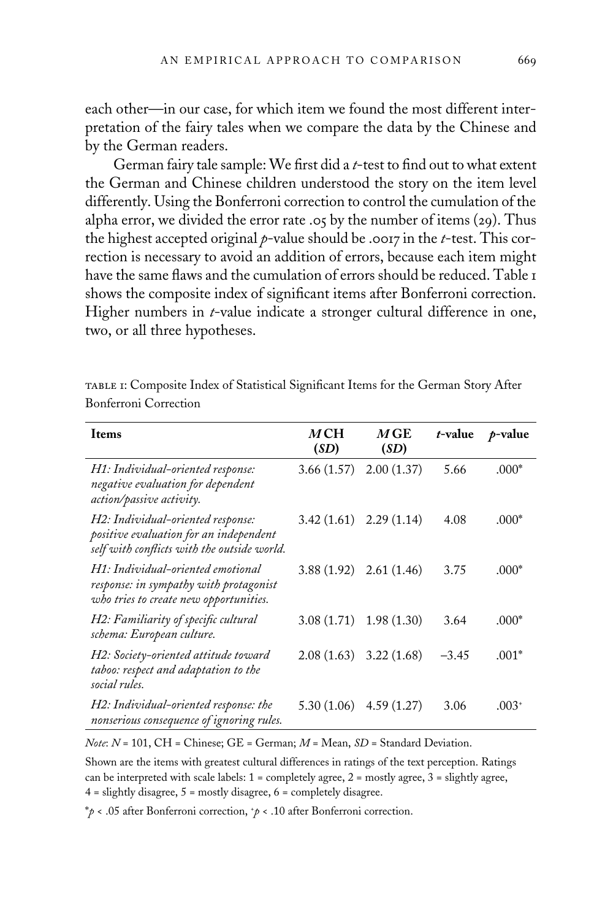each other—in our case, for which item we found the most different interpretation of the fairy tales when we compare the data by the Chinese and by the German readers.

German fairy tale sample: We first did a *t*-test to find out to what extent the German and Chinese children understood the story on the item level differently. Using the Bonferroni correction to control the cumulation of the alpha error, we divided the error rate .05 by the number of items (29). Thus the highest accepted original *p*-value should be .0017 in the *t*-test. This correction is necessary to avoid an addition of errors, because each item might have the same flaws and the cumulation of errors should be reduced. Table 1 shows the composite index of significant items after Bonferroni correction. Higher numbers in *t*-value indicate a stronger cultural difference in one, two, or all three hypotheses.

TABLE 1: Composite Index of Statistical Significant Items for the German Story After Bonferroni Correction

| Items | *M* CH (*SD*) | *M* GE (*SD*) | *t*-value | *p*-value |
|---|---|---|---|---|
| *H1: Individual-oriented response: negative evaluation for dependent action/passive activity.* | 3.66 (1.57) | 2.00 (1.37) | 5.66 | .000* |
| *H2: Individual-oriented response: positive evaluation for an independent self with conflicts with the outside world.* | 3.42 (1.61) | 2.29 (1.14) | 4.08 | .000* |
| *H1: Individual-oriented emotional response: in sympathy with protagonist who tries to create new opportunities.* | 3.88 (1.92) | 2.61 (1.46) | 3.75 | .000* |
| *H2: Familiarity of specific cultural schema: European culture.* | 3.08 (1.71) | 1.98 (1.30) | 3.64 | .000* |
| *H2: Society-oriented attitude toward taboo: respect and adaptation to the social rules.* | 2.08 (1.63) | 3.22 (1.68) | −3.45 | .001* |
| *H2: Individual-oriented response: the nonserious consequence of ignoring rules.* | 5.30 (1.06) | 4.59 (1.27) | 3.06 | .003+ |

*Note*: *N* = 101, CH = Chinese; GE = German; *M* = Mean, *SD* = Standard Deviation.

Shown are the items with greatest cultural differences in ratings of the text perception. Ratings can be interpreted with scale labels: 1 = completely agree, 2 = mostly agree, 3 = slightly agree, 4 = slightly disagree, 5 = mostly disagree, 6 = completely disagree.

*$p < .05$ after Bonferroni correction, +$p < .10$ after Bonferroni correction.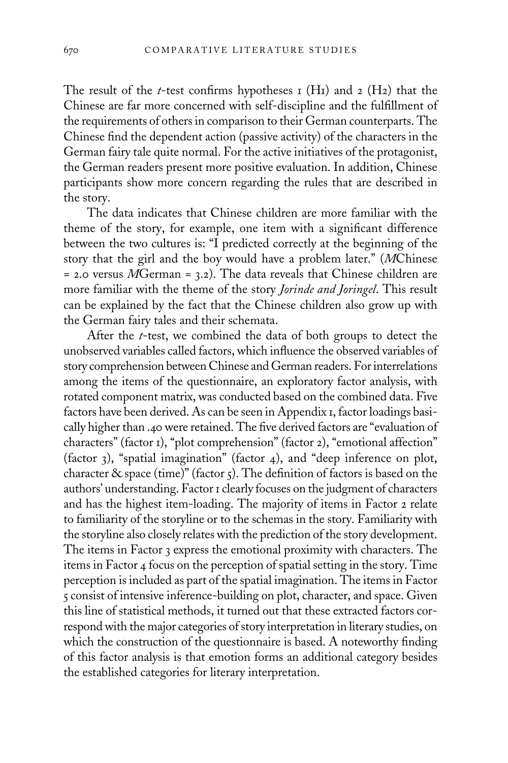The result of the *t*-test confirms hypotheses 1 (H1) and 2 (H2) that the Chinese are far more concerned with self-discipline and the fulfillment of the requirements of others in comparison to their German counterparts. The Chinese find the dependent action (passive activity) of the characters in the German fairy tale quite normal. For the active initiatives of the protagonist, the German readers present more positive evaluation. In addition, Chinese participants show more concern regarding the rules that are described in the story.

The data indicates that Chinese children are more familiar with the theme of the story, for example, one item with a significant difference between the two cultures is: "I predicted correctly at the beginning of the story that the girl and the boy would have a problem later." (*M*Chinese = 2.0 versus *M*German = 3.2). The data reveals that Chinese children are more familiar with the theme of the story *Jorinde and Joringel*. This result can be explained by the fact that the Chinese children also grow up with the German fairy tales and their schemata.

After the *t*-test, we combined the data of both groups to detect the unobserved variables called factors, which influence the observed variables of story comprehension between Chinese and German readers. For interrelations among the items of the questionnaire, an exploratory factor analysis, with rotated component matrix, was conducted based on the combined data. Five factors have been derived. As can be seen in Appendix 1, factor loadings basically higher than .40 were retained. The five derived factors are "evaluation of characters" (factor 1), "plot comprehension" (factor 2), "emotional affection" (factor 3), "spatial imagination" (factor 4), and "deep inference on plot, character & space (time)" (factor 5). The definition of factors is based on the authors' understanding. Factor 1 clearly focuses on the judgment of characters and has the highest item-loading. The majority of items in Factor 2 relate to familiarity of the storyline or to the schemas in the story. Familiarity with the storyline also closely relates with the prediction of the story development. The items in Factor 3 express the emotional proximity with characters. The items in Factor 4 focus on the perception of spatial setting in the story. Time perception is included as part of the spatial imagination. The items in Factor 5 consist of intensive inference-building on plot, character, and space. Given this line of statistical methods, it turned out that these extracted factors correspond with the major categories of story interpretation in literary studies, on which the construction of the questionnaire is based. A noteworthy finding of this factor analysis is that emotion forms an additional category besides the established categories for literary interpretation.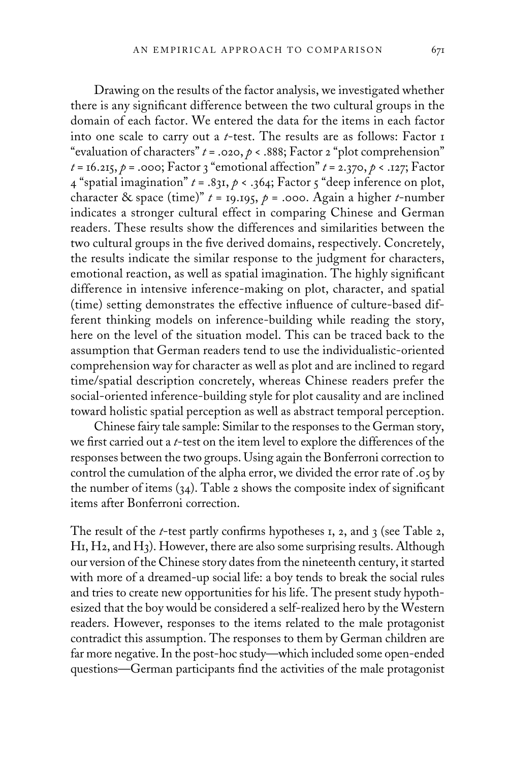Drawing on the results of the factor analysis, we investigated whether there is any significant difference between the two cultural groups in the domain of each factor. We entered the data for the items in each factor into one scale to carry out a *t*-test. The results are as follows: Factor 1 "evaluation of characters" $t = .020$, $p < .888$; Factor 2 "plot comprehension" $t = 16.215$, $p = .000$; Factor 3 "emotional affection" $t = 2.370$, $p < .127$; Factor 4 "spatial imagination" $t = .831$, $p < .364$; Factor 5 "deep inference on plot, character & space (time)" $t = 19.195$, $p = .000$. Again a higher *t*-number indicates a stronger cultural effect in comparing Chinese and German readers. These results show the differences and similarities between the two cultural groups in the five derived domains, respectively. Concretely, the results indicate the similar response to the judgment for characters, emotional reaction, as well as spatial imagination. The highly significant difference in intensive inference-making on plot, character, and spatial (time) setting demonstrates the effective influence of culture-based different thinking models on inference-building while reading the story, here on the level of the situation model. This can be traced back to the assumption that German readers tend to use the individualistic-oriented comprehension way for character as well as plot and are inclined to regard time/spatial description concretely, whereas Chinese readers prefer the social-oriented inference-building style for plot causality and are inclined toward holistic spatial perception as well as abstract temporal perception.

Chinese fairy tale sample: Similar to the responses to the German story, we first carried out a *t*-test on the item level to explore the differences of the responses between the two groups. Using again the Bonferroni correction to control the cumulation of the alpha error, we divided the error rate of .05 by the number of items (34). Table 2 shows the composite index of significant items after Bonferroni correction.

The result of the *t*-test partly confirms hypotheses 1, 2, and 3 (see Table 2, H1, H2, and H3). However, there are also some surprising results. Although our version of the Chinese story dates from the nineteenth century, it started with more of a dreamed-up social life: a boy tends to break the social rules and tries to create new opportunities for his life. The present study hypothesized that the boy would be considered a self-realized hero by the Western readers. However, responses to the items related to the male protagonist contradict this assumption. The responses to them by German children are far more negative. In the post-hoc study—which included some open-ended questions—German participants find the activities of the male protagonist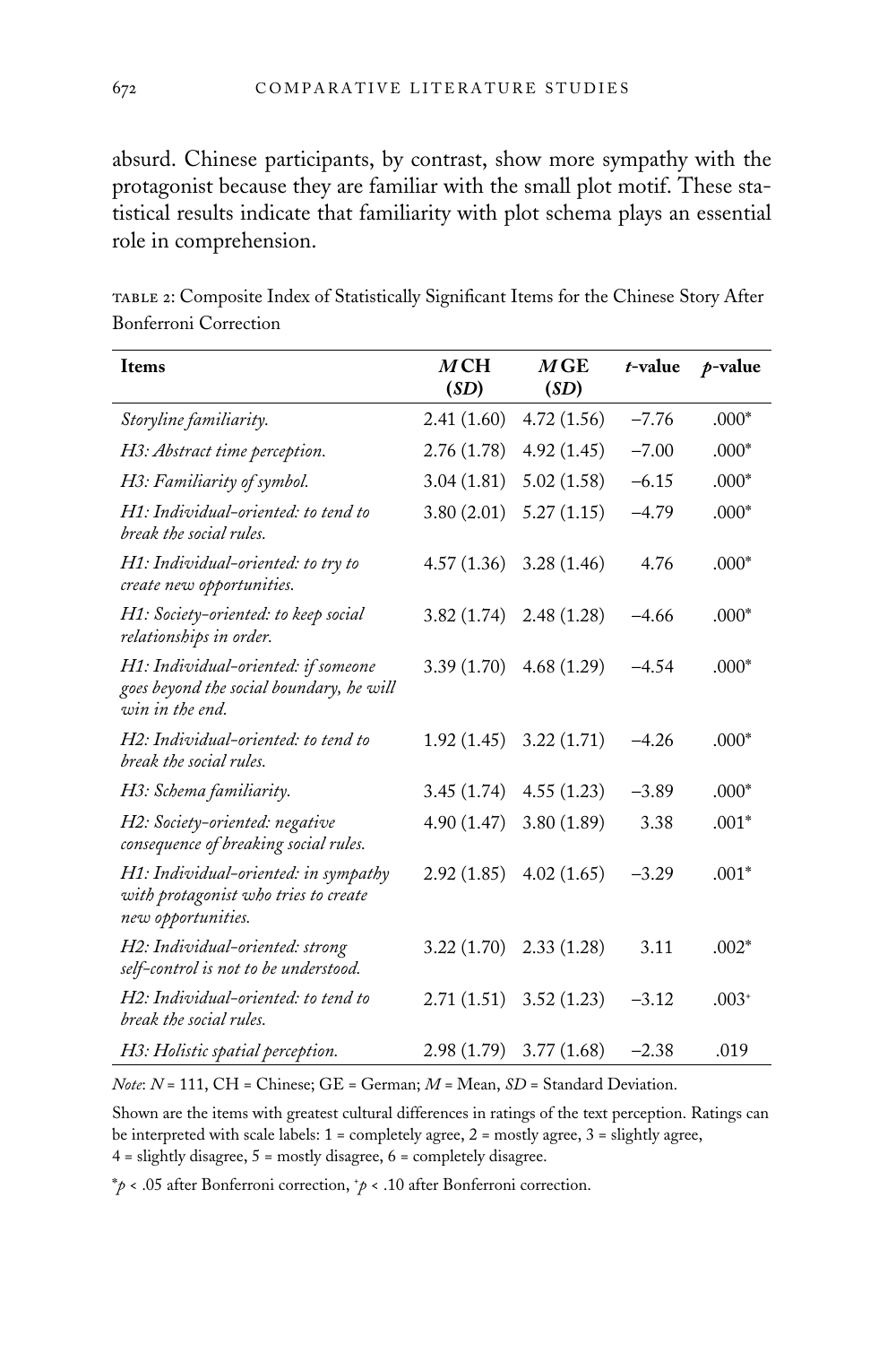absurd. Chinese participants, by contrast, show more sympathy with the protagonist because they are familiar with the small plot motif. These statistical results indicate that familiarity with plot schema plays an essential role in comprehension.

TABLE 2: Composite Index of Statistically Significant Items for the Chinese Story After Bonferroni Correction

| Items | *M* CH (*SD*) | *M* GE (*SD*) | *t*-value | *p*-value |
|---|---|---|---|---|
| *Storyline familiarity.* | 2.41 (1.60) | 4.72 (1.56) | −7.76 | .000* |
| *H3: Abstract time perception.* | 2.76 (1.78) | 4.92 (1.45) | −7.00 | .000* |
| *H3: Familiarity of symbol.* | 3.04 (1.81) | 5.02 (1.58) | −6.15 | .000* |
| *H1: Individual-oriented: to tend to break the social rules.* | 3.80 (2.01) | 5.27 (1.15) | −4.79 | .000* |
| *H1: Individual-oriented: to try to create new opportunities.* | 4.57 (1.36) | 3.28 (1.46) | 4.76 | .000* |
| *H1: Society-oriented: to keep social relationships in order.* | 3.82 (1.74) | 2.48 (1.28) | −4.66 | .000* |
| *H1: Individual-oriented: if someone goes beyond the social boundary, he will win in the end.* | 3.39 (1.70) | 4.68 (1.29) | −4.54 | .000* |
| *H2: Individual-oriented: to tend to break the social rules.* | 1.92 (1.45) | 3.22 (1.71) | −4.26 | .000* |
| *H3: Schema familiarity.* | 3.45 (1.74) | 4.55 (1.23) | −3.89 | .000* |
| *H2: Society-oriented: negative consequence of breaking social rules.* | 4.90 (1.47) | 3.80 (1.89) | 3.38 | .001* |
| *H1: Individual-oriented: in sympathy with protagonist who tries to create new opportunities.* | 2.92 (1.85) | 4.02 (1.65) | −3.29 | .001* |
| *H2: Individual-oriented: strong self-control is not to be understood.* | 3.22 (1.70) | 2.33 (1.28) | 3.11 | .002* |
| *H2: Individual-oriented: to tend to break the social rules.* | 2.71 (1.51) | 3.52 (1.23) | −3.12 | .003+ |
| *H3: Holistic spatial perception.* | 2.98 (1.79) | 3.77 (1.68) | −2.38 | .019 |

*Note*: $N = 111$, CH = Chinese; GE = German; *M* = Mean, *SD* = Standard Deviation.

Shown are the items with greatest cultural differences in ratings of the text perception. Ratings can be interpreted with scale labels: 1 = completely agree, 2 = mostly agree, 3 = slightly agree, 4 = slightly disagree, 5 = mostly disagree, 6 = completely disagree.

*$p < .05$ after Bonferroni correction, +$p < .10$ after Bonferroni correction.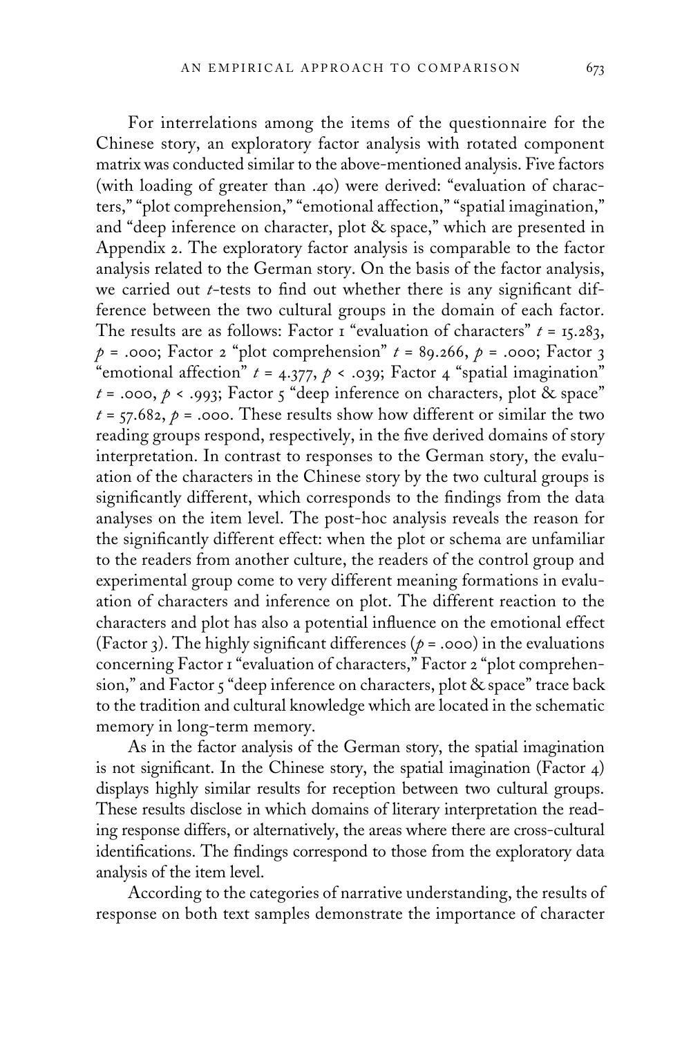For interrelations among the items of the questionnaire for the Chinese story, an exploratory factor analysis with rotated component matrix was conducted similar to the above-mentioned analysis. Five factors (with loading of greater than .40) were derived: "evaluation of characters," "plot comprehension," "emotional affection," "spatial imagination," and "deep inference on character, plot & space," which are presented in Appendix 2. The exploratory factor analysis is comparable to the factor analysis related to the German story. On the basis of the factor analysis, we carried out $t$-tests to find out whether there is any significant difference between the two cultural groups in the domain of each factor. The results are as follows: Factor 1 "evaluation of characters" $t = 15.283$, $p = .000$; Factor 2 "plot comprehension" $t = 89.266$, $p = .000$; Factor 3 "emotional affection" $t = 4.377$, $p < .039$; Factor 4 "spatial imagination" $t = .000$, $p < .993$; Factor 5 "deep inference on characters, plot & space" $t = 57.682$, $p = .000$. These results show how different or similar the two reading groups respond, respectively, in the five derived domains of story interpretation. In contrast to responses to the German story, the evaluation of the characters in the Chinese story by the two cultural groups is significantly different, which corresponds to the findings from the data analyses on the item level. The post-hoc analysis reveals the reason for the significantly different effect: when the plot or schema are unfamiliar to the readers from another culture, the readers of the control group and experimental group come to very different meaning formations in evaluation of characters and inference on plot. The different reaction to the characters and plot has also a potential influence on the emotional effect (Factor 3). The highly significant differences ($p = .000$) in the evaluations concerning Factor 1 "evaluation of characters," Factor 2 "plot comprehension," and Factor 5 "deep inference on characters, plot & space" trace back to the tradition and cultural knowledge which are located in the schematic memory in long-term memory.

As in the factor analysis of the German story, the spatial imagination is not significant. In the Chinese story, the spatial imagination (Factor 4) displays highly similar results for reception between two cultural groups. These results disclose in which domains of literary interpretation the reading response differs, or alternatively, the areas where there are cross-cultural identifications. The findings correspond to those from the exploratory data analysis of the item level.

According to the categories of narrative understanding, the results of response on both text samples demonstrate the importance of character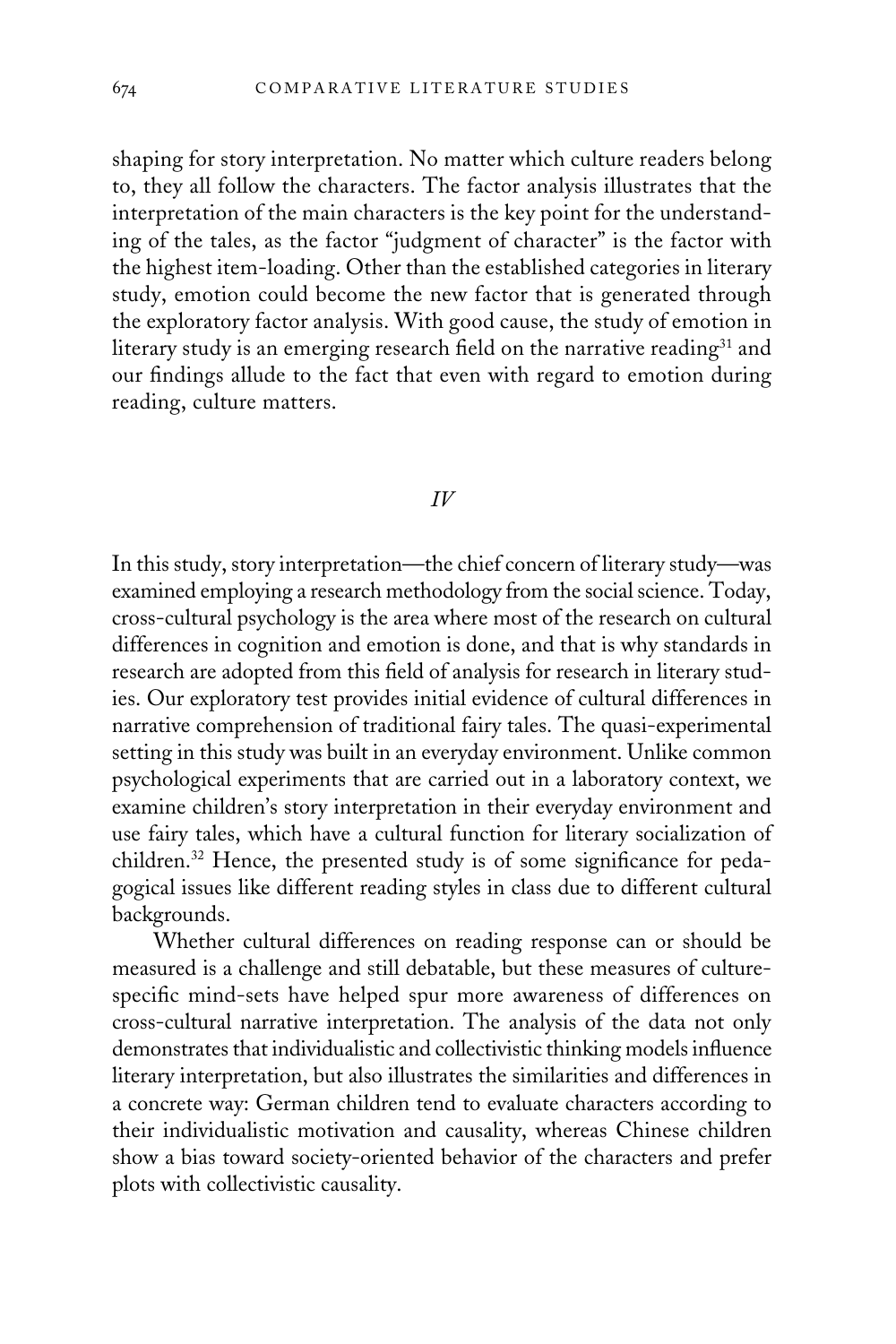shaping for story interpretation. No matter which culture readers belong to, they all follow the characters. The factor analysis illustrates that the interpretation of the main characters is the key point for the understanding of the tales, as the factor "judgment of character" is the factor with the highest item-loading. Other than the established categories in literary study, emotion could become the new factor that is generated through the exploratory factor analysis. With good cause, the study of emotion in literary study is an emerging research field on the narrative reading[31] and our findings allude to the fact that even with regard to emotion during reading, culture matters.

## *IV*

In this study, story interpretation—the chief concern of literary study—was examined employing a research methodology from the social science. Today, cross-cultural psychology is the area where most of the research on cultural differences in cognition and emotion is done, and that is why standards in research are adopted from this field of analysis for research in literary studies. Our exploratory test provides initial evidence of cultural differences in narrative comprehension of traditional fairy tales. The quasi-experimental setting in this study was built in an everyday environment. Unlike common psychological experiments that are carried out in a laboratory context, we examine children's story interpretation in their everyday environment and use fairy tales, which have a cultural function for literary socialization of children.[32] Hence, the presented study is of some significance for pedagogical issues like different reading styles in class due to different cultural backgrounds.

Whether cultural differences on reading response can or should be measured is a challenge and still debatable, but these measures of culture-specific mind-sets have helped spur more awareness of differences on cross-cultural narrative interpretation. The analysis of the data not only demonstrates that individualistic and collectivistic thinking models influence literary interpretation, but also illustrates the similarities and differences in a concrete way: German children tend to evaluate characters according to their individualistic motivation and causality, whereas Chinese children show a bias toward society-oriented behavior of the characters and prefer plots with collectivistic causality.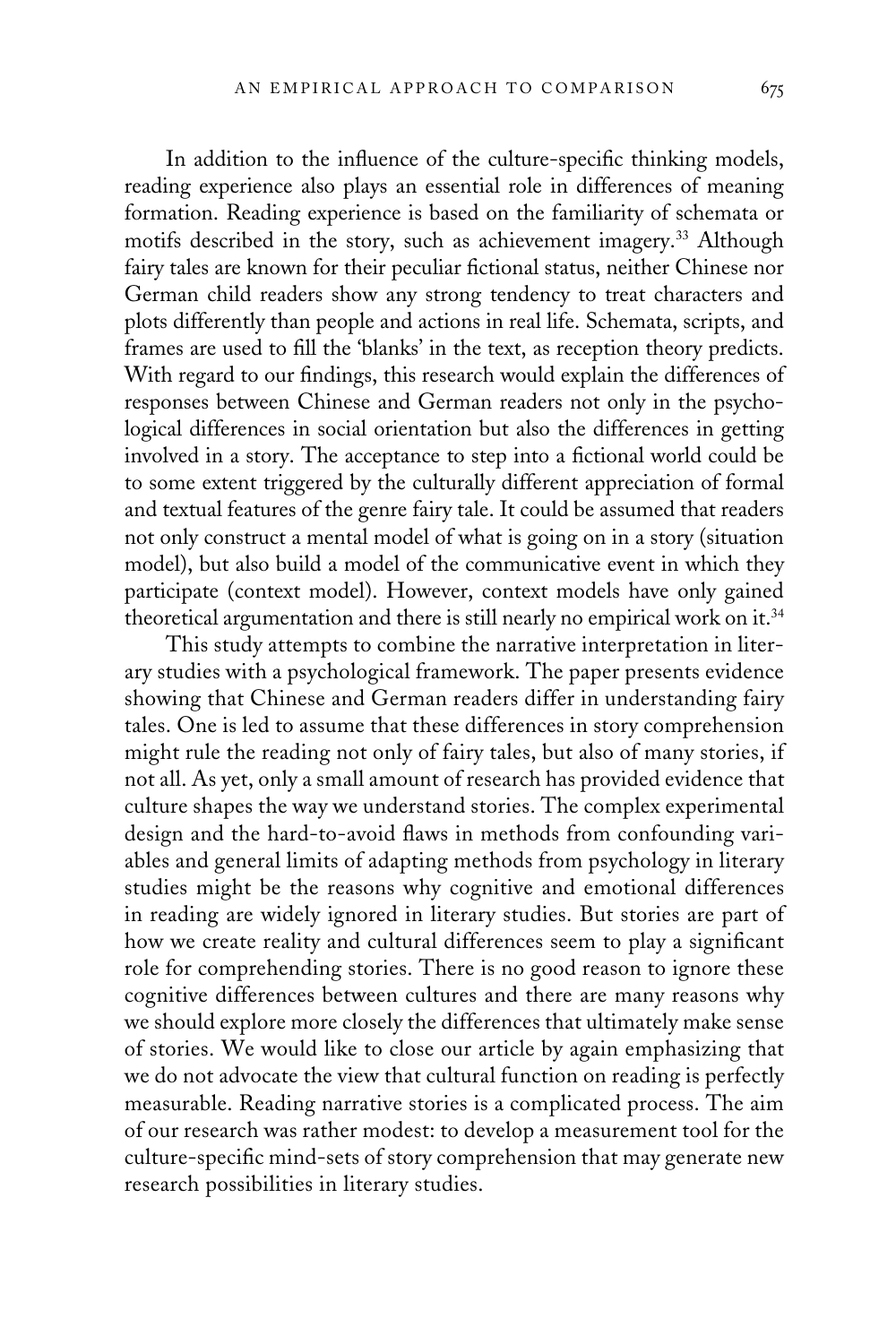In addition to the influence of the culture-specific thinking models, reading experience also plays an essential role in differences of meaning formation. Reading experience is based on the familiarity of schemata or motifs described in the story, such as achievement imagery.[33] Although fairy tales are known for their peculiar fictional status, neither Chinese nor German child readers show any strong tendency to treat characters and plots differently than people and actions in real life. Schemata, scripts, and frames are used to fill the 'blanks' in the text, as reception theory predicts. With regard to our findings, this research would explain the differences of responses between Chinese and German readers not only in the psychological differences in social orientation but also the differences in getting involved in a story. The acceptance to step into a fictional world could be to some extent triggered by the culturally different appreciation of formal and textual features of the genre fairy tale. It could be assumed that readers not only construct a mental model of what is going on in a story (situation model), but also build a model of the communicative event in which they participate (context model). However, context models have only gained theoretical argumentation and there is still nearly no empirical work on it.[34]

This study attempts to combine the narrative interpretation in literary studies with a psychological framework. The paper presents evidence showing that Chinese and German readers differ in understanding fairy tales. One is led to assume that these differences in story comprehension might rule the reading not only of fairy tales, but also of many stories, if not all. As yet, only a small amount of research has provided evidence that culture shapes the way we understand stories. The complex experimental design and the hard-to-avoid flaws in methods from confounding variables and general limits of adapting methods from psychology in literary studies might be the reasons why cognitive and emotional differences in reading are widely ignored in literary studies. But stories are part of how we create reality and cultural differences seem to play a significant role for comprehending stories. There is no good reason to ignore these cognitive differences between cultures and there are many reasons why we should explore more closely the differences that ultimately make sense of stories. We would like to close our article by again emphasizing that we do not advocate the view that cultural function on reading is perfectly measurable. Reading narrative stories is a complicated process. The aim of our research was rather modest: to develop a measurement tool for the culture-specific mind-sets of story comprehension that may generate new research possibilities in literary studies.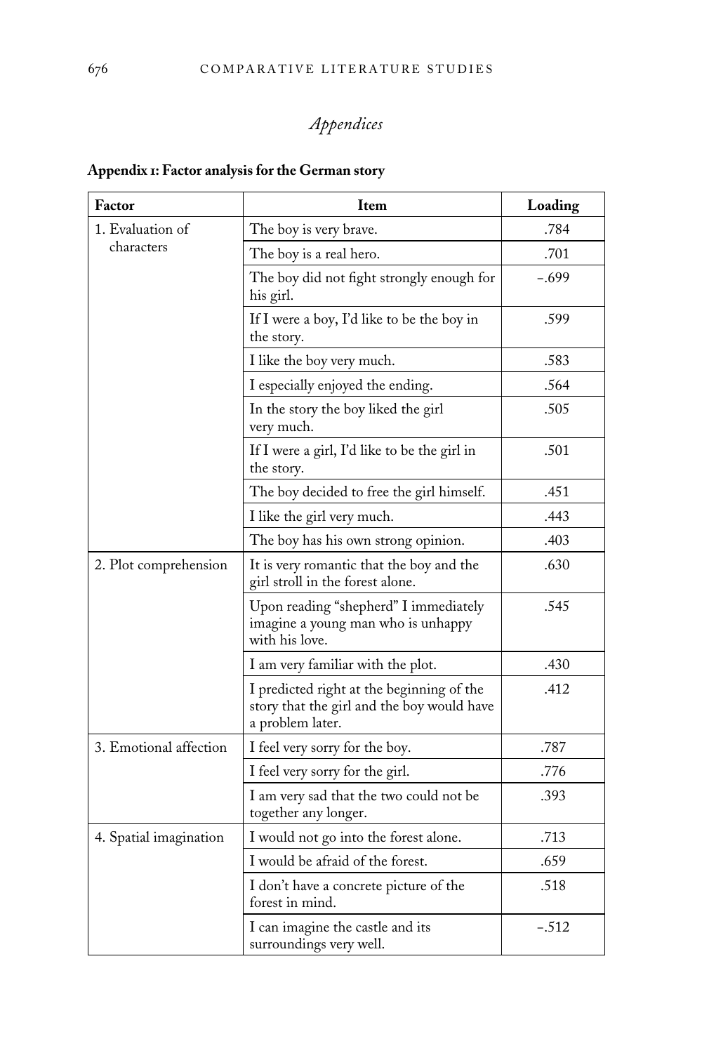# *Appendices*

**Appendix 1: Factor analysis for the German story**

| Factor | Item | Loading |
|---|---|---|
| 1. Evaluation of characters | The boy is very brave. | .784 |
| | The boy is a real hero. | .701 |
| | The boy did not fight strongly enough for his girl. | –.699 |
| | If I were a boy, I'd like to be the boy in the story. | .599 |
| | I like the boy very much. | .583 |
| | I especially enjoyed the ending. | .564 |
| | In the story the boy liked the girl very much. | .505 |
| | If I were a girl, I'd like to be the girl in the story. | .501 |
| | The boy decided to free the girl himself. | .451 |
| | I like the girl very much. | .443 |
| | The boy has his own strong opinion. | .403 |
| 2. Plot comprehension | It is very romantic that the boy and the girl stroll in the forest alone. | .630 |
| | Upon reading "shepherd" I immediately imagine a young man who is unhappy with his love. | .545 |
| | I am very familiar with the plot. | .430 |
| | I predicted right at the beginning of the story that the girl and the boy would have a problem later. | .412 |
| 3. Emotional affection | I feel very sorry for the boy. | .787 |
| | I feel very sorry for the girl. | .776 |
| | I am very sad that the two could not be together any longer. | .393 |
| 4. Spatial imagination | I would not go into the forest alone. | .713 |
| | I would be afraid of the forest. | .659 |
| | I don't have a concrete picture of the forest in mind. | .518 |
| | I can imagine the castle and its surroundings very well. | –.512 |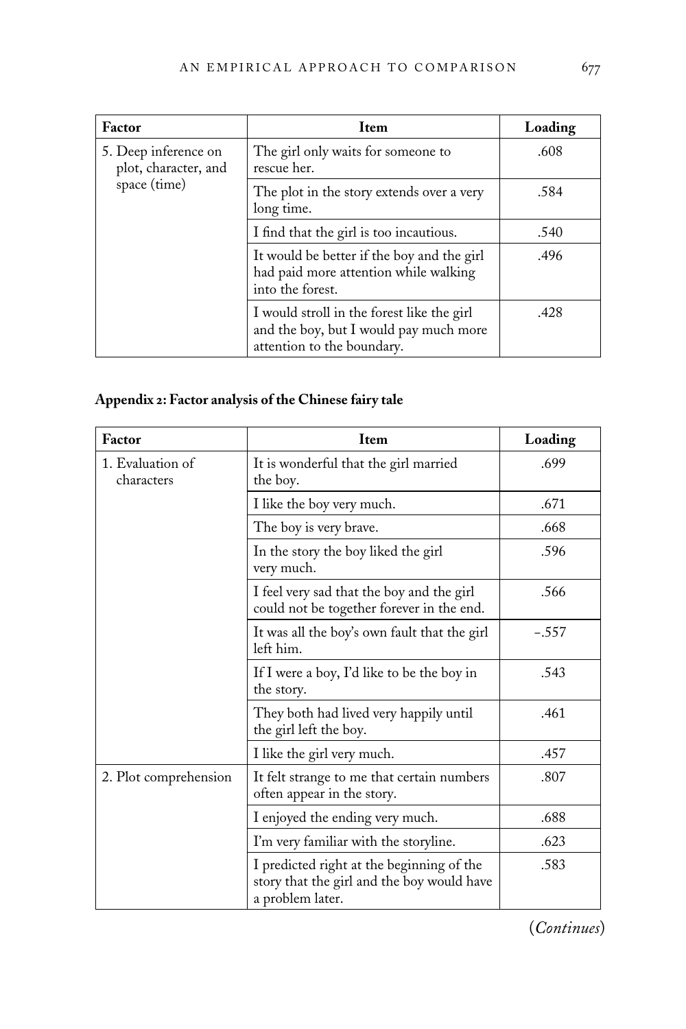| Factor | Item | Loading |
|---|---|---|
| 5. Deep inference on plot, character, and space (time) | The girl only waits for someone to rescue her. | .608 |
| | The plot in the story extends over a very long time. | .584 |
| | I find that the girl is too incautious. | .540 |
| | It would be better if the boy and the girl had paid more attention while walking into the forest. | .496 |
| | I would stroll in the forest like the girl and the boy, but I would pay much more attention to the boundary. | .428 |

**Appendix 2: Factor analysis of the Chinese fairy tale**

| Factor | Item | Loading |
|---|---|---|
| 1. Evaluation of characters | It is wonderful that the girl married the boy. | .699 |
| | I like the boy very much. | .671 |
| | The boy is very brave. | .668 |
| | In the story the boy liked the girl very much. | .596 |
| | I feel very sad that the boy and the girl could not be together forever in the end. | .566 |
| | It was all the boy's own fault that the girl left him. | –.557 |
| | If I were a boy, I'd like to be the boy in the story. | .543 |
| | They both had lived very happily until the girl left the boy. | .461 |
| | I like the girl very much. | .457 |
| 2. Plot comprehension | It felt strange to me that certain numbers often appear in the story. | .807 |
| | I enjoyed the ending very much. | .688 |
| | I'm very familiar with the storyline. | .623 |
| | I predicted right at the beginning of the story that the girl and the boy would have a problem later. | .583 |

(*Continues*)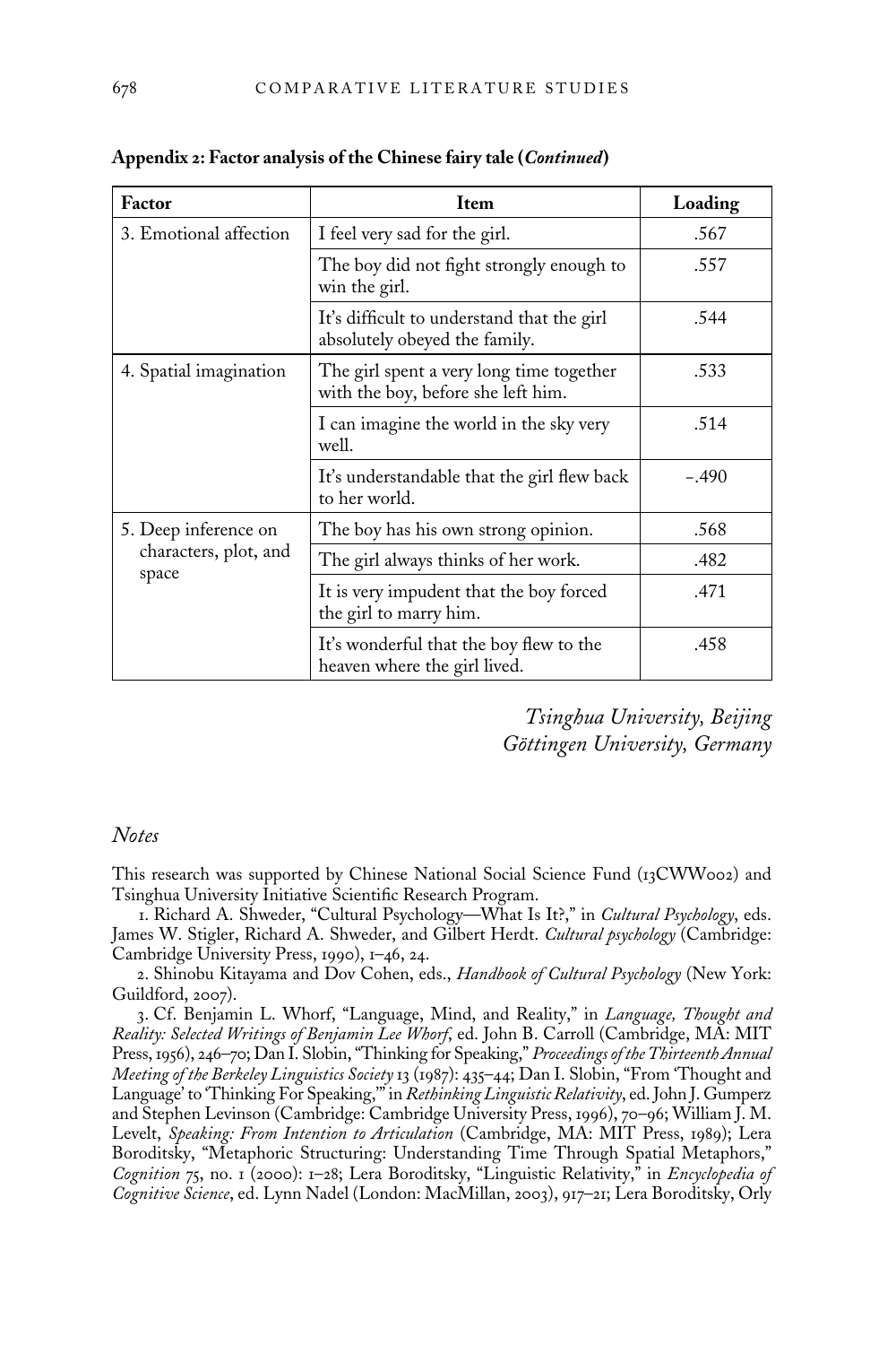**Appendix 2: Factor analysis of the Chinese fairy tale (*Continued*)**

| Factor | Item | Loading |
|---|---|---|
| 3. Emotional affection | I feel very sad for the girl. | .567 |
| | The boy did not fight strongly enough to win the girl. | .557 |
| | It's difficult to understand that the girl absolutely obeyed the family. | .544 |
| 4. Spatial imagination | The girl spent a very long time together with the boy, before she left him. | .533 |
| | I can imagine the world in the sky very well. | .514 |
| | It's understandable that the girl flew back to her world. | −.490 |
| 5. Deep inference on characters, plot, and space | The boy has his own strong opinion. | .568 |
| | The girl always thinks of her work. | .482 |
| | It is very impudent that the boy forced the girl to marry him. | .471 |
| | It's wonderful that the boy flew to the heaven where the girl lived. | .458 |

*Tsinghua University, Beijing*
*Göttingen University, Germany*

## *Notes*

This research was supported by Chinese National Social Science Fund (13CWW002) and Tsinghua University Initiative Scientific Research Program.

1. Richard A. Shweder, "Cultural Psychology—What Is It?," in *Cultural Psychology*, eds. James W. Stigler, Richard A. Shweder, and Gilbert Herdt. *Cultural psychology* (Cambridge: Cambridge University Press, 1990), 1–46, 24.

2. Shinobu Kitayama and Dov Cohen, eds., *Handbook of Cultural Psychology* (New York: Guildford, 2007).

3. Cf. Benjamin L. Whorf, "Language, Mind, and Reality," in *Language, Thought and Reality: Selected Writings of Benjamin Lee Whorf*, ed. John B. Carroll (Cambridge, MA: MIT Press, 1956), 246–70; Dan I. Slobin, "Thinking for Speaking," *Proceedings of the Thirteenth Annual Meeting of the Berkeley Linguistics Society* 13 (1987): 435–44; Dan I. Slobin, "From 'Thought and Language' to 'Thinking For Speaking,'" in *Rethinking Linguistic Relativity*, ed. John J. Gumperz and Stephen Levinson (Cambridge: Cambridge University Press, 1996), 70–96; William J. M. Levelt, *Speaking: From Intention to Articulation* (Cambridge, MA: MIT Press, 1989); Lera Boroditsky, "Metaphoric Structuring: Understanding Time Through Spatial Metaphors," *Cognition* 75, no. 1 (2000): 1–28; Lera Boroditsky, "Linguistic Relativity," in *Encyclopedia of Cognitive Science*, ed. Lynn Nadel (London: MacMillan, 2003), 917–21; Lera Boroditsky, Orly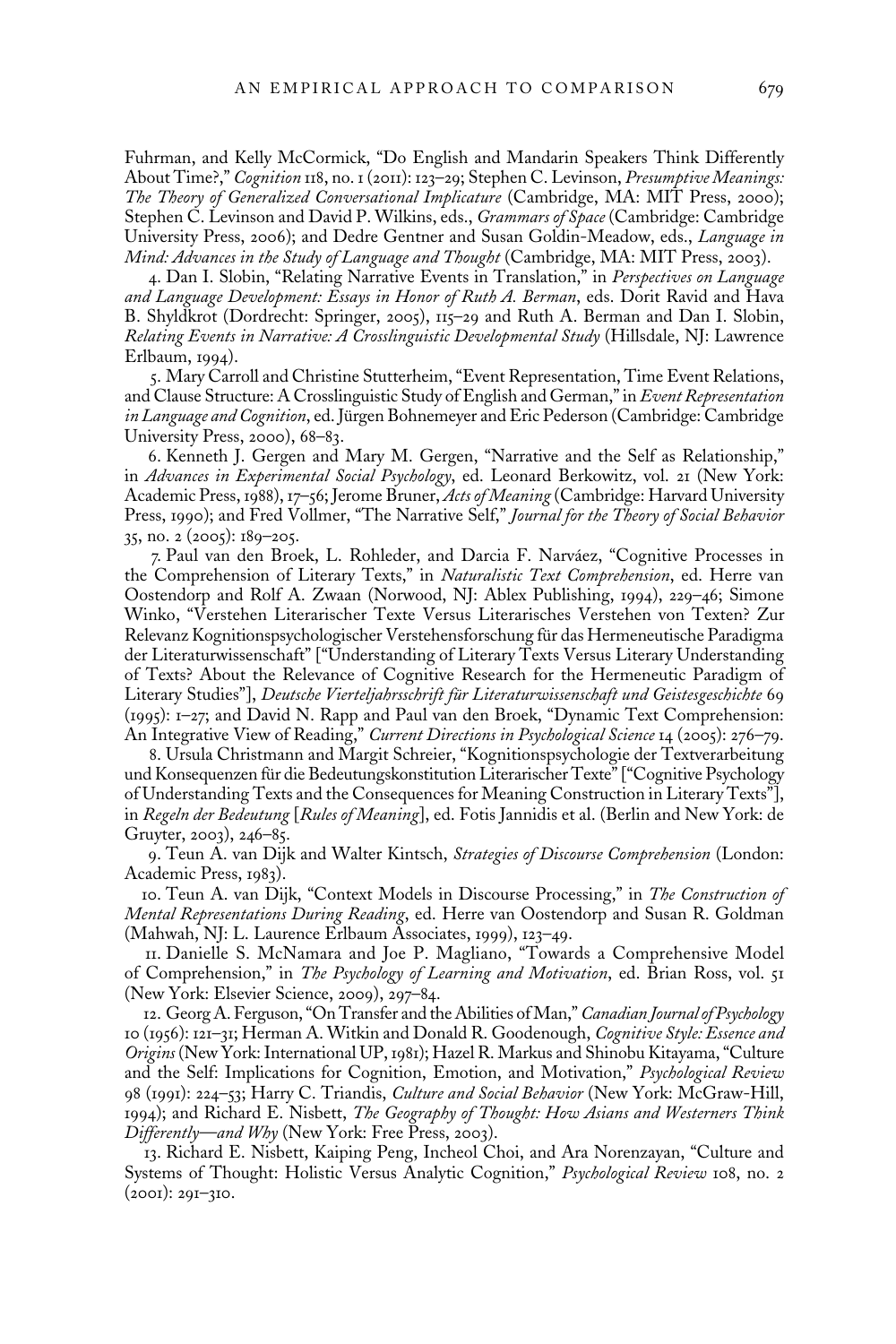Fuhrman, and Kelly McCormick, "Do English and Mandarin Speakers Think Differently About Time?," *Cognition* 118, no. 1 (2011): 123–29; Stephen C. Levinson, *Presumptive Meanings: The Theory of Generalized Conversational Implicature* (Cambridge, MA: MIT Press, 2000); Stephen C. Levinson and David P. Wilkins, eds., *Grammars of Space* (Cambridge: Cambridge University Press, 2006); and Dedre Gentner and Susan Goldin-Meadow, eds., *Language in Mind: Advances in the Study of Language and Thought* (Cambridge, MA: MIT Press, 2003).

4. Dan I. Slobin, "Relating Narrative Events in Translation," in *Perspectives on Language and Language Development: Essays in Honor of Ruth A. Berman*, eds. Dorit Ravid and Hava B. Shyldkrot (Dordrecht: Springer, 2005), 115–29 and Ruth A. Berman and Dan I. Slobin, *Relating Events in Narrative: A Crosslinguistic Developmental Study* (Hillsdale, NJ: Lawrence Erlbaum, 1994).

5. Mary Carroll and Christine Stutterheim, "Event Representation, Time Event Relations, and Clause Structure: A Crosslinguistic Study of English and German," in *Event Representation in Language and Cognition*, ed. Jürgen Bohnemeyer and Eric Pederson (Cambridge: Cambridge University Press, 2000), 68–83.

6. Kenneth J. Gergen and Mary M. Gergen, "Narrative and the Self as Relationship," in *Advances in Experimental Social Psychology*, ed. Leonard Berkowitz, vol. 21 (New York: Academic Press, 1988), 17–56; Jerome Bruner, *Acts of Meaning* (Cambridge: Harvard University Press, 1990); and Fred Vollmer, "The Narrative Self," *Journal for the Theory of Social Behavior* 35, no. 2 (2005): 189–205.

7. Paul van den Broek, L. Rohleder, and Darcia F. Narváez, "Cognitive Processes in the Comprehension of Literary Texts," in *Naturalistic Text Comprehension*, ed. Herre van Oostendorp and Rolf A. Zwaan (Norwood, NJ: Ablex Publishing, 1994), 229–46; Simone Winko, "Verstehen Literarischer Texte Versus Literarisches Verstehen von Texten? Zur Relevanz Kognitionspsychologischer Verstehensforschung für das Hermeneutische Paradigma der Literaturwissenschaft" ["Understanding of Literary Texts Versus Literary Understanding of Texts? About the Relevance of Cognitive Research for the Hermeneutic Paradigm of Literary Studies"], *Deutsche Vierteljahrsschrift für Literaturwissenschaft und Geistesgeschichte* 69 (1995): 1–27; and David N. Rapp and Paul van den Broek, "Dynamic Text Comprehension: An Integrative View of Reading," *Current Directions in Psychological Science* 14 (2005): 276–79.

8. Ursula Christmann and Margit Schreier, "Kognitionspsychologie der Textverarbeitung und Konsequenzen für die Bedeutungskonstitution Literarischer Texte" ["Cognitive Psychology of Understanding Texts and the Consequences for Meaning Construction in Literary Texts"], in *Regeln der Bedeutung* [*Rules of Meaning*], ed. Fotis Jannidis et al. (Berlin and New York: de Gruyter, 2003), 246–85.

9. Teun A. van Dijk and Walter Kintsch, *Strategies of Discourse Comprehension* (London: Academic Press, 1983).

10. Teun A. van Dijk, "Context Models in Discourse Processing," in *The Construction of Mental Representations During Reading*, ed. Herre van Oostendorp and Susan R. Goldman (Mahwah, NJ: L. Laurence Erlbaum Associates, 1999), 123–49.

11. Danielle S. McNamara and Joe P. Magliano, "Towards a Comprehensive Model of Comprehension," in *The Psychology of Learning and Motivation*, ed. Brian Ross, vol. 51 (New York: Elsevier Science, 2009), 297–84.

12. Georg A. Ferguson, "On Transfer and the Abilities of Man," *Canadian Journal of Psychology* 10 (1956): 121–31; Herman A. Witkin and Donald R. Goodenough, *Cognitive Style: Essence and Origins* (New York: International UP, 1981); Hazel R. Markus and Shinobu Kitayama, "Culture and the Self: Implications for Cognition, Emotion, and Motivation," *Psychological Review* 98 (1991): 224–53; Harry C. Triandis, *Culture and Social Behavior* (New York: McGraw-Hill, 1994); and Richard E. Nisbett, *The Geography of Thought: How Asians and Westerners Think Differently—and Why* (New York: Free Press, 2003).

13. Richard E. Nisbett, Kaiping Peng, Incheol Choi, and Ara Norenzayan, "Culture and Systems of Thought: Holistic Versus Analytic Cognition," *Psychological Review* 108, no. 2 (2001): 291–310.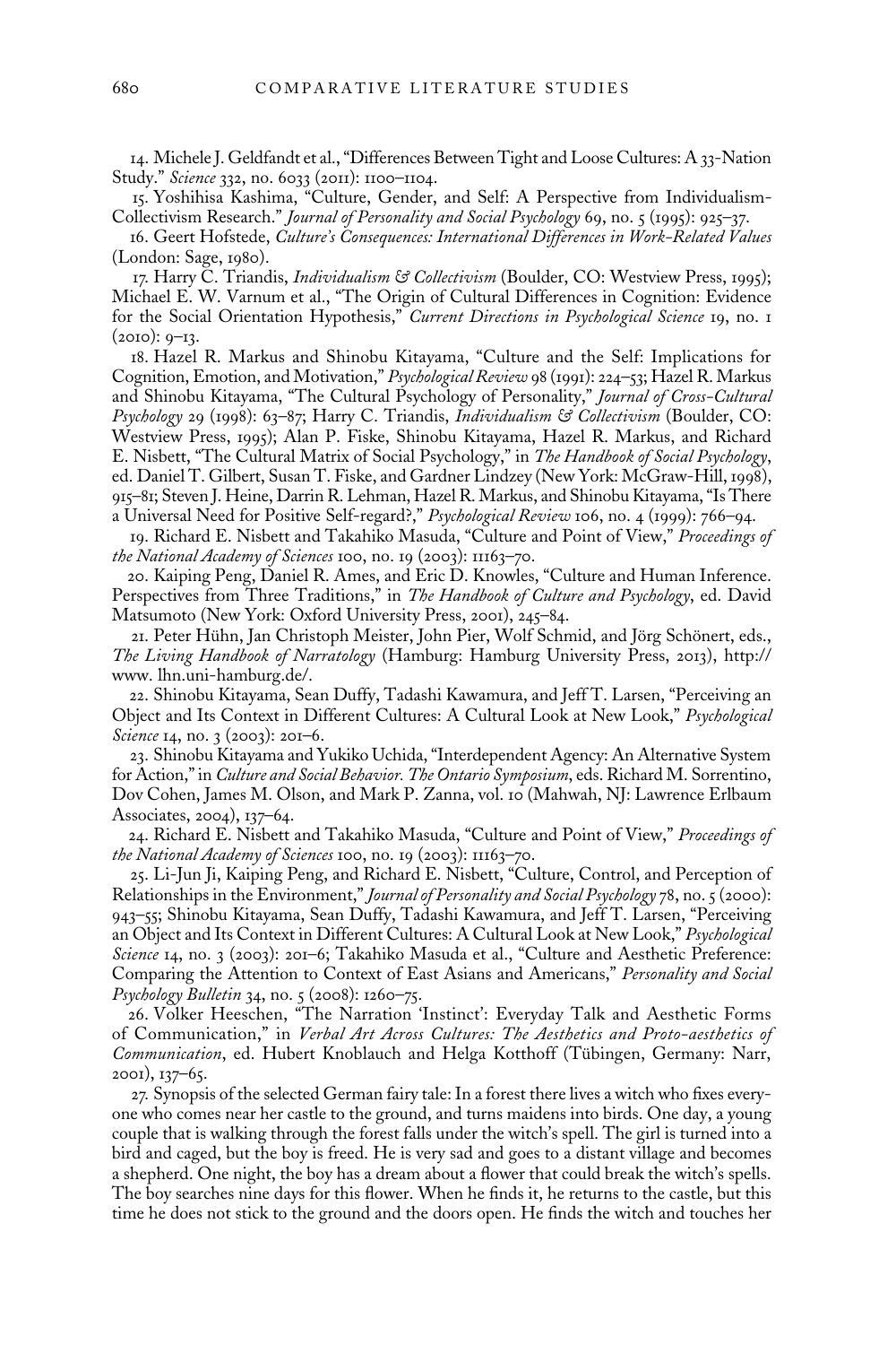14. Michele J. Geldfandt et al., "Differences Between Tight and Loose Cultures: A 33-Nation Study." *Science* 332, no. 6033 (2011): 1100–1104.

15. Yoshihisa Kashima, "Culture, Gender, and Self: A Perspective from Individualism-Collectivism Research." *Journal of Personality and Social Psychology* 69, no. 5 (1995): 925–37.

16. Geert Hofstede, *Culture's Consequences: International Differences in Work-Related Values* (London: Sage, 1980).

17. Harry C. Triandis, *Individualism & Collectivism* (Boulder, CO: Westview Press, 1995); Michael E. W. Varnum et al., "The Origin of Cultural Differences in Cognition: Evidence for the Social Orientation Hypothesis," *Current Directions in Psychological Science* 19, no. 1 (2010): 9–13.

18. Hazel R. Markus and Shinobu Kitayama, "Culture and the Self: Implications for Cognition, Emotion, and Motivation," *Psychological Review* 98 (1991): 224–53; Hazel R. Markus and Shinobu Kitayama, "The Cultural Psychology of Personality," *Journal of Cross-Cultural Psychology* 29 (1998): 63–87; Harry C. Triandis, *Individualism & Collectivism* (Boulder, CO: Westview Press, 1995); Alan P. Fiske, Shinobu Kitayama, Hazel R. Markus, and Richard E. Nisbett, "The Cultural Matrix of Social Psychology," in *The Handbook of Social Psychology*, ed. Daniel T. Gilbert, Susan T. Fiske, and Gardner Lindzey (New York: McGraw-Hill, 1998), 915–81; Steven J. Heine, Darrin R. Lehman, Hazel R. Markus, and Shinobu Kitayama, "Is There a Universal Need for Positive Self-regard?," *Psychological Review* 106, no. 4 (1999): 766–94.

19. Richard E. Nisbett and Takahiko Masuda, "Culture and Point of View," *Proceedings of the National Academy of Sciences* 100, no. 19 (2003): 11163–70.

20. Kaiping Peng, Daniel R. Ames, and Eric D. Knowles, "Culture and Human Inference. Perspectives from Three Traditions," in *The Handbook of Culture and Psychology*, ed. David Matsumoto (New York: Oxford University Press, 2001), 245–84.

21. Peter Hühn, Jan Christoph Meister, John Pier, Wolf Schmid, and Jörg Schönert, eds., *The Living Handbook of Narratology* (Hamburg: Hamburg University Press, 2013), http://www. lhn.uni-hamburg.de/.

22. Shinobu Kitayama, Sean Duffy, Tadashi Kawamura, and Jeff T. Larsen, "Perceiving an Object and Its Context in Different Cultures: A Cultural Look at New Look," *Psychological Science* 14, no. 3 (2003): 201–6.

23. Shinobu Kitayama and Yukiko Uchida, "Interdependent Agency: An Alternative System for Action," in *Culture and Social Behavior. The Ontario Symposium*, eds. Richard M. Sorrentino, Dov Cohen, James M. Olson, and Mark P. Zanna, vol. 10 (Mahwah, NJ: Lawrence Erlbaum Associates, 2004), 137–64.

24. Richard E. Nisbett and Takahiko Masuda, "Culture and Point of View," *Proceedings of the National Academy of Sciences* 100, no. 19 (2003): 11163–70.

25. Li-Jun Ji, Kaiping Peng, and Richard E. Nisbett, "Culture, Control, and Perception of Relationships in the Environment," *Journal of Personality and Social Psychology* 78, no. 5 (2000): 943–55; Shinobu Kitayama, Sean Duffy, Tadashi Kawamura, and Jeff T. Larsen, "Perceiving an Object and Its Context in Different Cultures: A Cultural Look at New Look," *Psychological Science* 14, no. 3 (2003): 201–6; Takahiko Masuda et al., "Culture and Aesthetic Preference: Comparing the Attention to Context of East Asians and Americans," *Personality and Social Psychology Bulletin* 34, no. 5 (2008): 1260–75.

26. Volker Heeschen, "The Narration 'Instinct': Everyday Talk and Aesthetic Forms of Communication," in *Verbal Art Across Cultures: The Aesthetics and Proto-aesthetics of Communication*, ed. Hubert Knoblauch and Helga Kotthoff (Tübingen, Germany: Narr, 2001), 137–65.

27. Synopsis of the selected German fairy tale: In a forest there lives a witch who fixes everyone who comes near her castle to the ground, and turns maidens into birds. One day, a young couple that is walking through the forest falls under the witch's spell. The girl is turned into a bird and caged, but the boy is freed. He is very sad and goes to a distant village and becomes a shepherd. One night, the boy has a dream about a flower that could break the witch's spells. The boy searches nine days for this flower. When he finds it, he returns to the castle, but this time he does not stick to the ground and the doors open. He finds the witch and touches her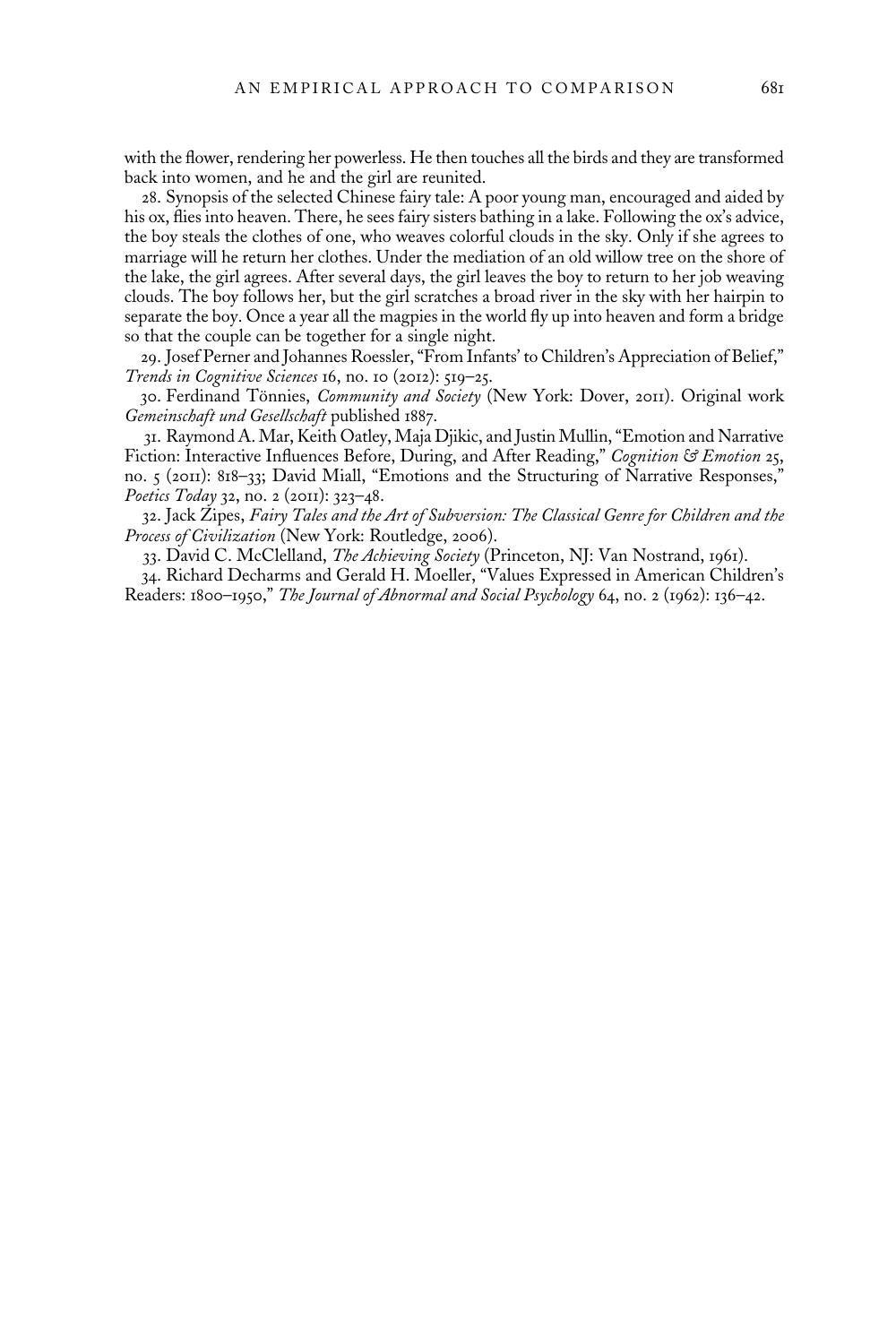with the flower, rendering her powerless. He then touches all the birds and they are transformed back into women, and he and the girl are reunited.

28. Synopsis of the selected Chinese fairy tale: A poor young man, encouraged and aided by his ox, flies into heaven. There, he sees fairy sisters bathing in a lake. Following the ox's advice, the boy steals the clothes of one, who weaves colorful clouds in the sky. Only if she agrees to marriage will he return her clothes. Under the mediation of an old willow tree on the shore of the lake, the girl agrees. After several days, the girl leaves the boy to return to her job weaving clouds. The boy follows her, but the girl scratches a broad river in the sky with her hairpin to separate the boy. Once a year all the magpies in the world fly up into heaven and form a bridge so that the couple can be together for a single night.

29. Josef Perner and Johannes Roessler, "From Infants' to Children's Appreciation of Belief," *Trends in Cognitive Sciences* 16, no. 10 (2012): 519–25.

30. Ferdinand Tönnies, *Community and Society* (New York: Dover, 2011). Original work *Gemeinschaft und Gesellschaft* published 1887.

31. Raymond A. Mar, Keith Oatley, Maja Djikic, and Justin Mullin, "Emotion and Narrative Fiction: Interactive Influences Before, During, and After Reading," *Cognition & Emotion* 25, no. 5 (2011): 818–33; David Miall, "Emotions and the Structuring of Narrative Responses," *Poetics Today* 32, no. 2 (2011): 323–48.

32. Jack Zipes, *Fairy Tales and the Art of Subversion: The Classical Genre for Children and the Process of Civilization* (New York: Routledge, 2006).

33. David C. McClelland, *The Achieving Society* (Princeton, NJ: Van Nostrand, 1961).

34. Richard Decharms and Gerald H. Moeller, "Values Expressed in American Children's Readers: 1800–1950," *The Journal of Abnormal and Social Psychology* 64, no. 2 (1962): 136–42.